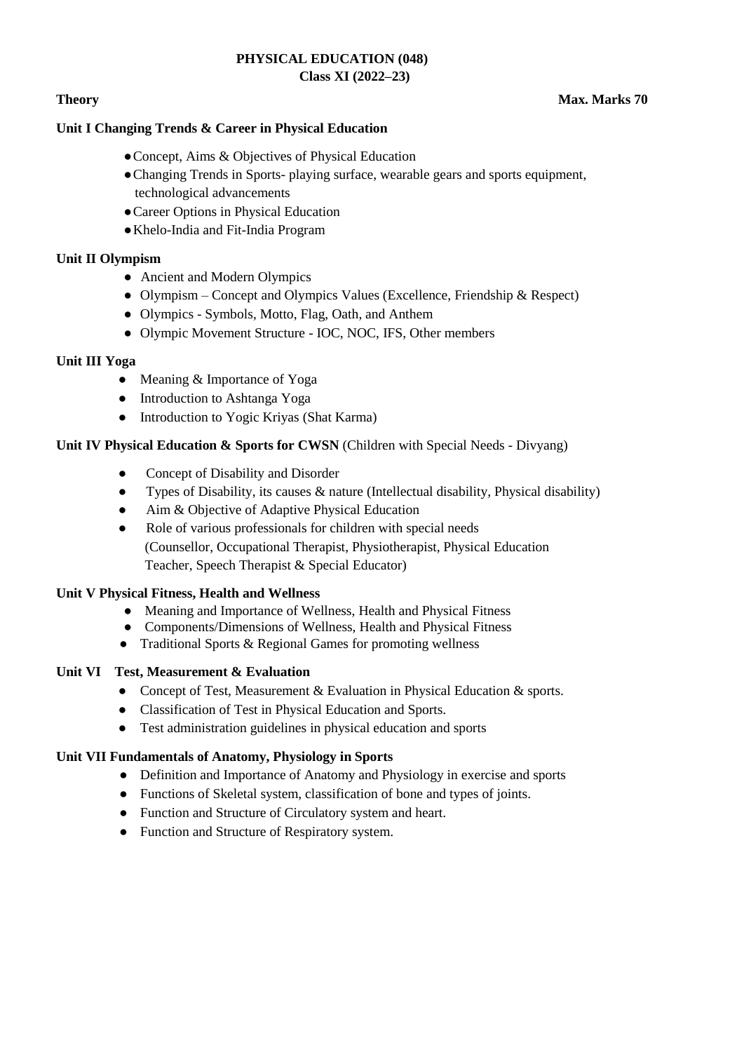# PHYSICAL EDUCATION (048)
## Class XI (2022–23)

**Theory** **Max. Marks 70**

### Unit I Changing Trends & Career in Physical Education

- Concept, Aims & Objectives of Physical Education
- Changing Trends in Sports- playing surface, wearable gears and sports equipment, technological advancements
- Career Options in Physical Education
- Khelo-India and Fit-India Program

### Unit II Olympism

- Ancient and Modern Olympics
- Olympism – Concept and Olympics Values (Excellence, Friendship & Respect)
- Olympics - Symbols, Motto, Flag, Oath, and Anthem
- Olympic Movement Structure - IOC, NOC, IFS, Other members

### Unit III Yoga

- Meaning & Importance of Yoga
- Introduction to Ashtanga Yoga
- Introduction to Yogic Kriyas (Shat Karma)

### Unit IV Physical Education & Sports for CWSN (Children with Special Needs - Divyang)

- Concept of Disability and Disorder
- Types of Disability, its causes & nature (Intellectual disability, Physical disability)
- Aim & Objective of Adaptive Physical Education
- Role of various professionals for children with special needs (Counsellor, Occupational Therapist, Physiotherapist, Physical Education Teacher, Speech Therapist & Special Educator)

### Unit V Physical Fitness, Health and Wellness

- Meaning and Importance of Wellness, Health and Physical Fitness
- Components/Dimensions of Wellness, Health and Physical Fitness
- Traditional Sports & Regional Games for promoting wellness

### Unit VI Test, Measurement & Evaluation

- Concept of Test, Measurement & Evaluation in Physical Education & sports.
- Classification of Test in Physical Education and Sports.
- Test administration guidelines in physical education and sports

### Unit VII Fundamentals of Anatomy, Physiology in Sports

- Definition and Importance of Anatomy and Physiology in exercise and sports
- Functions of Skeletal system, classification of bone and types of joints.
- Function and Structure of Circulatory system and heart.
- Function and Structure of Respiratory system.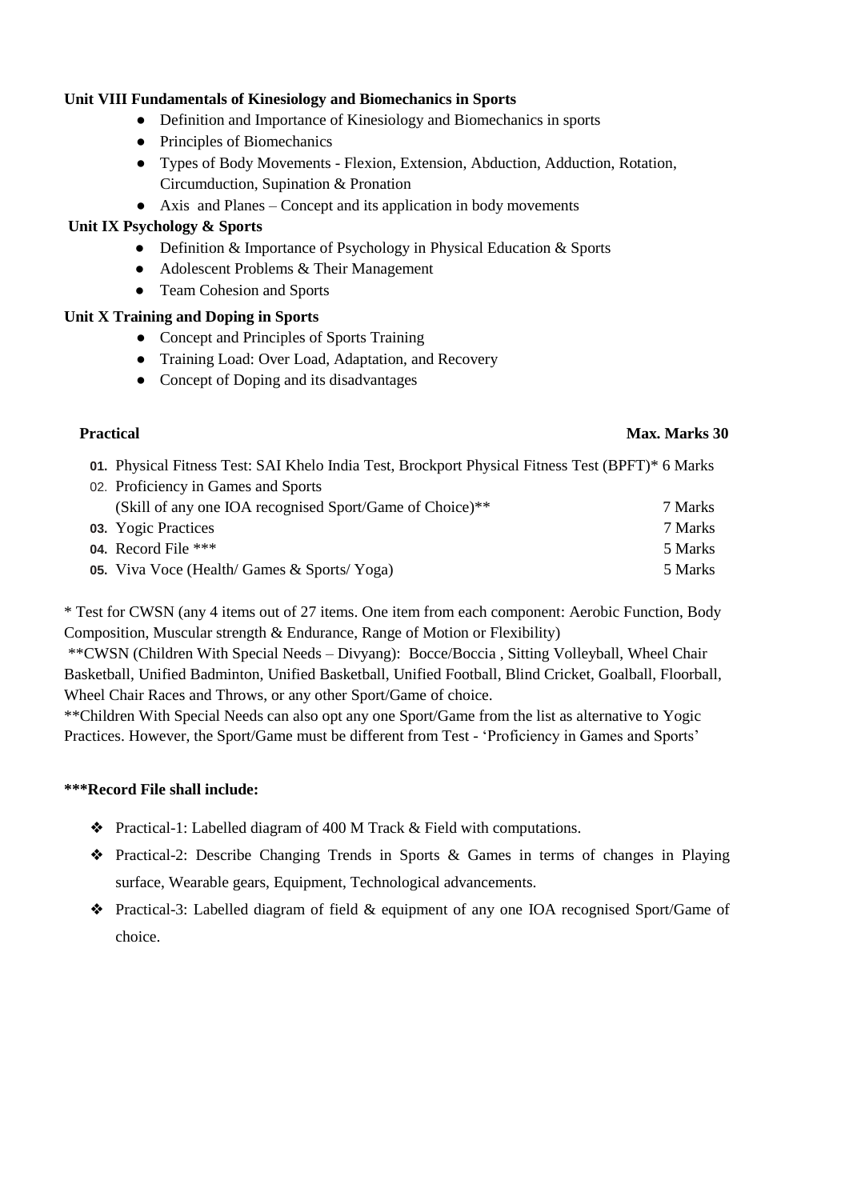**Unit VIII Fundamentals of Kinesiology and Biomechanics in Sports**

- Definition and Importance of Kinesiology and Biomechanics in sports
- Principles of Biomechanics
- Types of Body Movements - Flexion, Extension, Abduction, Adduction, Rotation, Circumduction, Supination & Pronation
- Axis and Planes – Concept and its application in body movements

**Unit IX Psychology & Sports**

- Definition & Importance of Psychology in Physical Education & Sports
- Adolescent Problems & Their Management
- Team Cohesion and Sports

**Unit X Training and Doping in Sports**

- Concept and Principles of Sports Training
- Training Load: Over Load, Adaptation, and Recovery
- Concept of Doping and its disadvantages

**Practical** **Max. Marks 30**

| | | |
|---|---|---|
| **01.** | Physical Fitness Test: SAI Khelo India Test, Brockport Physical Fitness Test (BPFT)* | 6 Marks |
| 02. | Proficiency in Games and Sports (Skill of any one IOA recognised Sport/Game of Choice)** | 7 Marks |
| **03.** | Yogic Practices | 7 Marks |
| **04.** | Record File *** | 5 Marks |
| **05.** | Viva Voce (Health/ Games & Sports/ Yoga) | 5 Marks |

* Test for CWSN (any 4 items out of 27 items. One item from each component: Aerobic Function, Body Composition, Muscular strength & Endurance, Range of Motion or Flexibility)

**CWSN (Children With Special Needs – Divyang): Bocce/Boccia , Sitting Volleyball, Wheel Chair Basketball, Unified Badminton, Unified Basketball, Unified Football, Blind Cricket, Goalball, Floorball, Wheel Chair Races and Throws, or any other Sport/Game of choice.

**Children With Special Needs can also opt any one Sport/Game from the list as alternative to Yogic Practices. However, the Sport/Game must be different from Test - 'Proficiency in Games and Sports'

**\*\*\*Record File shall include:**

- Practical-1: Labelled diagram of 400 M Track & Field with computations.
- Practical-2: Describe Changing Trends in Sports & Games in terms of changes in Playing surface, Wearable gears, Equipment, Technological advancements.
- Practical-3: Labelled diagram of field & equipment of any one IOA recognised Sport/Game of choice.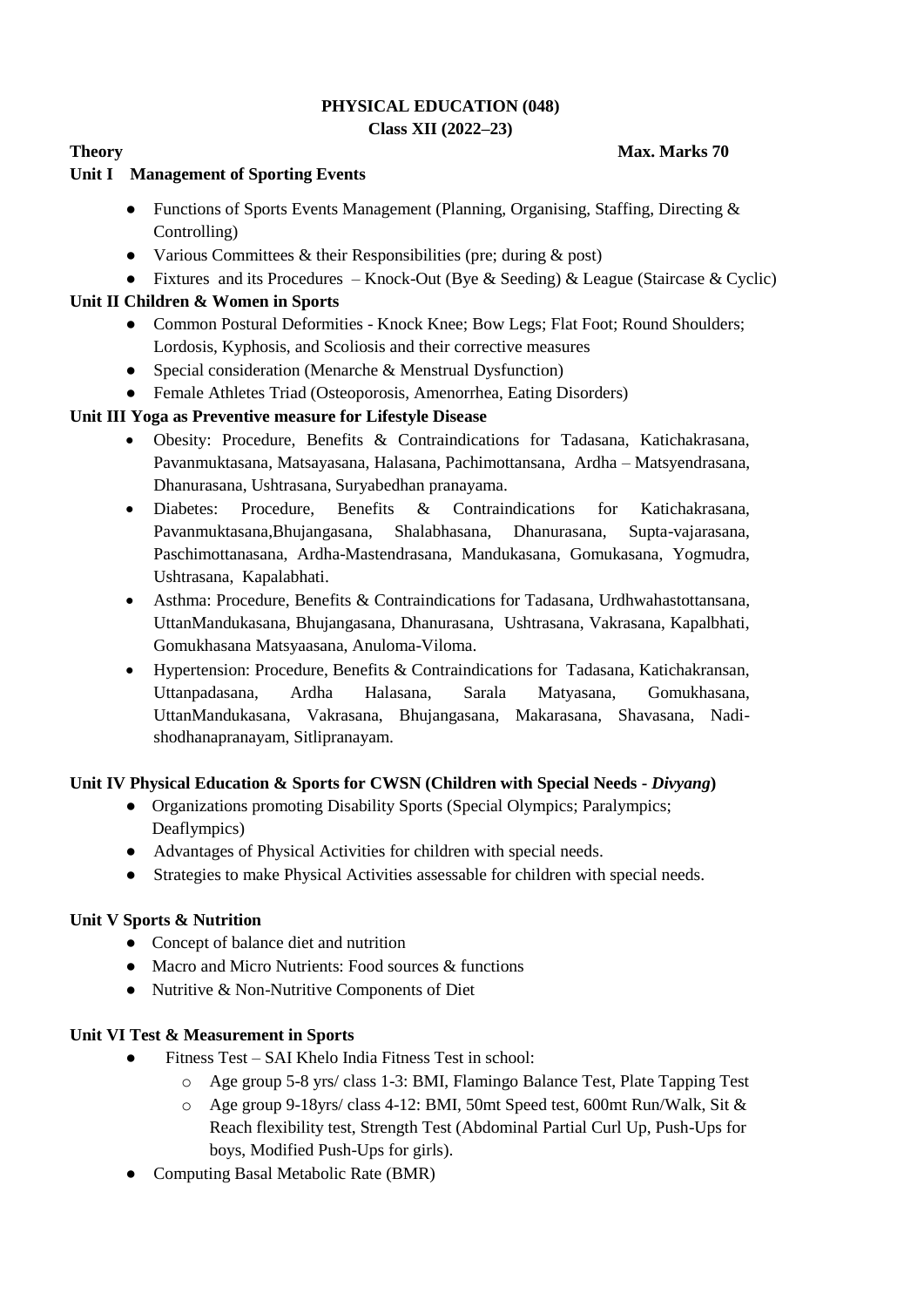**PHYSICAL EDUCATION (048)**
**Class XII (2022–23)**

**Theory** **Max. Marks 70**

**Unit I Management of Sporting Events**

- Functions of Sports Events Management (Planning, Organising, Staffing, Directing & Controlling)
- Various Committees & their Responsibilities (pre; during & post)
- Fixtures and its Procedures – Knock-Out (Bye & Seeding) & League (Staircase & Cyclic)

**Unit II Children & Women in Sports**

- Common Postural Deformities - Knock Knee; Bow Legs; Flat Foot; Round Shoulders; Lordosis, Kyphosis, and Scoliosis and their corrective measures
- Special consideration (Menarche & Menstrual Dysfunction)
- Female Athletes Triad (Osteoporosis, Amenorrhea, Eating Disorders)

**Unit III Yoga as Preventive measure for Lifestyle Disease**

- Obesity: Procedure, Benefits & Contraindications for Tadasana, Katichakrasana, Pavanmuktasana, Matsayasana, Halasana, Pachimottansana, Ardha – Matsyendrasana, Dhanurasana, Ushtrasana, Suryabedhan pranayama.
- Diabetes: Procedure, Benefits & Contraindications for Katichakrasana, Pavanmuktasana,Bhujangasana, Shalabhasana, Dhanurasana, Supta-vajarasana, Paschimottanasana, Ardha-Mastendrasana, Mandukasana, Gomukasana, Yogmudra, Ushtrasana, Kapalabhati.
- Asthma: Procedure, Benefits & Contraindications for Tadasana, Urdhwahastottansana, UttanMandukasana, Bhujangasana, Dhanurasana, Ushtrasana, Vakrasana, Kapalbhati, Gomukhasana Matsyaasana, Anuloma-Viloma.
- Hypertension: Procedure, Benefits & Contraindications for Tadasana, Katichakransan, Uttanpadasana, Ardha Halasana, Sarala Matyasana, Gomukhasana, UttanMandukasana, Vakrasana, Bhujangasana, Makarasana, Shavasana, Nadi-shodhanapranayam, Sitlipranayam.

**Unit IV Physical Education & Sports for CWSN (Children with Special Needs - *Divyang*)**

- Organizations promoting Disability Sports (Special Olympics; Paralympics; Deaflympics)
- Advantages of Physical Activities for children with special needs.
- Strategies to make Physical Activities assessable for children with special needs.

**Unit V Sports & Nutrition**

- Concept of balance diet and nutrition
- Macro and Micro Nutrients: Food sources & functions
- Nutritive & Non-Nutritive Components of Diet

**Unit VI Test & Measurement in Sports**

- Fitness Test – SAI Khelo India Fitness Test in school:
  - Age group 5-8 yrs/ class 1-3: BMI, Flamingo Balance Test, Plate Tapping Test
  - Age group 9-18yrs/ class 4-12: BMI, 50mt Speed test, 600mt Run/Walk, Sit & Reach flexibility test, Strength Test (Abdominal Partial Curl Up, Push-Ups for boys, Modified Push-Ups for girls).
- Computing Basal Metabolic Rate (BMR)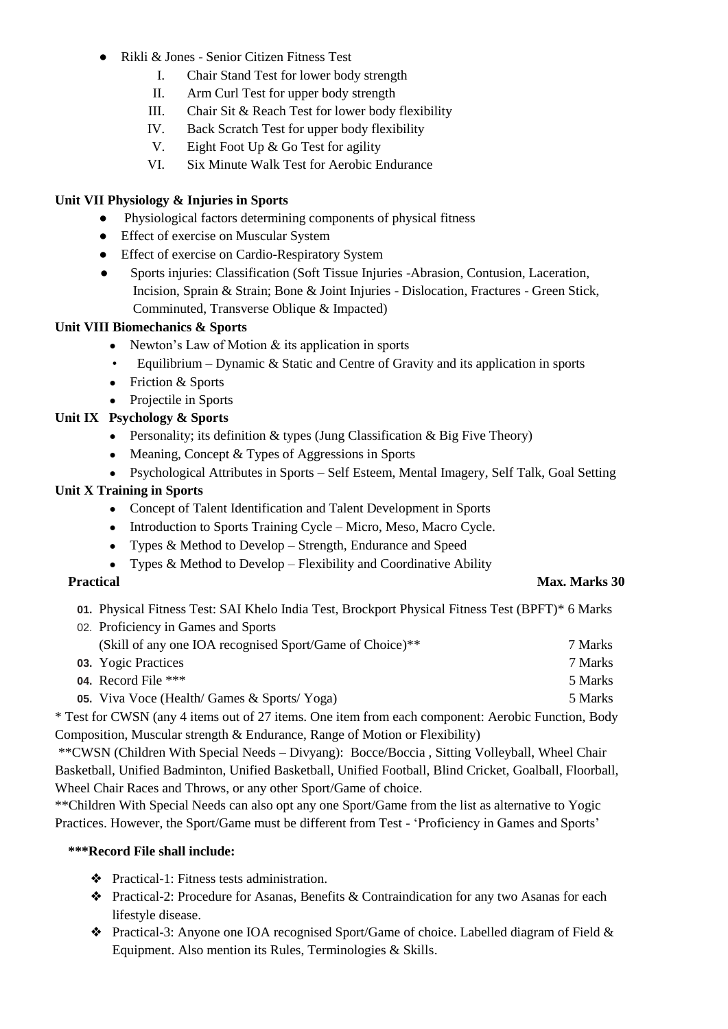- Rikli & Jones - Senior Citizen Fitness Test
    - I. Chair Stand Test for lower body strength
    - II. Arm Curl Test for upper body strength
    - III. Chair Sit & Reach Test for lower body flexibility
    - IV. Back Scratch Test for upper body flexibility
    - V. Eight Foot Up & Go Test for agility
    - VI. Six Minute Walk Test for Aerobic Endurance

**Unit VII Physiology & Injuries in Sports**

- Physiological factors determining components of physical fitness
- Effect of exercise on Muscular System
- Effect of exercise on Cardio-Respiratory System
- Sports injuries: Classification (Soft Tissue Injuries -Abrasion, Contusion, Laceration, Incision, Sprain & Strain; Bone & Joint Injuries - Dislocation, Fractures - Green Stick, Comminuted, Transverse Oblique & Impacted)

**Unit VIII Biomechanics & Sports**

- Newton's Law of Motion & its application in sports
- Equilibrium – Dynamic & Static and Centre of Gravity and its application in sports
- Friction & Sports
- Projectile in Sports

**Unit IX Psychology & Sports**

- Personality; its definition & types (Jung Classification & Big Five Theory)
- Meaning, Concept & Types of Aggressions in Sports
- Psychological Attributes in Sports – Self Esteem, Mental Imagery, Self Talk, Goal Setting

**Unit X Training in Sports**

- Concept of Talent Identification and Talent Development in Sports
- Introduction to Sports Training Cycle – Micro, Meso, Macro Cycle.
- Types & Method to Develop – Strength, Endurance and Speed
- Types & Method to Develop – Flexibility and Coordinative Ability

**Practical** **Max. Marks 30**

| | | |
|---|---|---|
| 01. | Physical Fitness Test: SAI Khelo India Test, Brockport Physical Fitness Test (BPFT)* | 6 Marks |
| 02. | Proficiency in Games and Sports (Skill of any one IOA recognised Sport/Game of Choice)** | 7 Marks |
| 03. | Yogic Practices | 7 Marks |
| 04. | Record File *** | 5 Marks |
| 05. | Viva Voce (Health/ Games & Sports/ Yoga) | 5 Marks |

* Test for CWSN (any 4 items out of 27 items. One item from each component: Aerobic Function, Body Composition, Muscular strength & Endurance, Range of Motion or Flexibility)

**CWSN (Children With Special Needs – Divyang): Bocce/Boccia , Sitting Volleyball, Wheel Chair Basketball, Unified Badminton, Unified Basketball, Unified Football, Blind Cricket, Goalball, Floorball, Wheel Chair Races and Throws, or any other Sport/Game of choice.

**Children With Special Needs can also opt any one Sport/Game from the list as alternative to Yogic Practices. However, the Sport/Game must be different from Test - 'Proficiency in Games and Sports'

**\*\*\*Record File shall include:**

- Practical-1: Fitness tests administration.
- Practical-2: Procedure for Asanas, Benefits & Contraindication for any two Asanas for each lifestyle disease.
- Practical-3: Anyone one IOA recognised Sport/Game of choice. Labelled diagram of Field & Equipment. Also mention its Rules, Terminologies & Skills.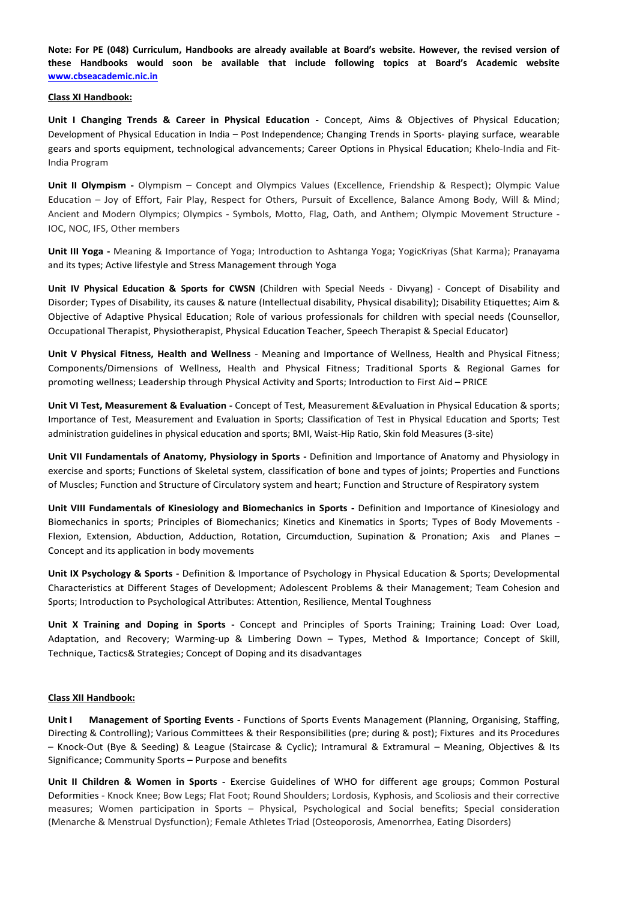**Note: For PE (048) Curriculum, Handbooks are already available at Board's website. However, the revised version of these Handbooks would soon be available that include following topics at Board's Academic website [www.cbseacademic.nic.in](www.cbseacademic.nic.in)**

**Class XI Handbook:**

**Unit I Changing Trends & Career in Physical Education -** Concept, Aims & Objectives of Physical Education; Development of Physical Education in India – Post Independence; Changing Trends in Sports- playing surface, wearable gears and sports equipment, technological advancements; Career Options in Physical Education; Khelo-India and Fit-India Program

**Unit II Olympism -** Olympism – Concept and Olympics Values (Excellence, Friendship & Respect); Olympic Value Education – Joy of Effort, Fair Play, Respect for Others, Pursuit of Excellence, Balance Among Body, Will & Mind; Ancient and Modern Olympics; Olympics - Symbols, Motto, Flag, Oath, and Anthem; Olympic Movement Structure - IOC, NOC, IFS, Other members

**Unit III Yoga -** Meaning & Importance of Yoga; Introduction to Ashtanga Yoga; YogicKriyas (Shat Karma); Pranayama and its types; Active lifestyle and Stress Management through Yoga

**Unit IV Physical Education & Sports for CWSN** (Children with Special Needs - Divyang) - Concept of Disability and Disorder; Types of Disability, its causes & nature (Intellectual disability, Physical disability); Disability Etiquettes; Aim & Objective of Adaptive Physical Education; Role of various professionals for children with special needs (Counsellor, Occupational Therapist, Physiotherapist, Physical Education Teacher, Speech Therapist & Special Educator)

**Unit V Physical Fitness, Health and Wellness** - Meaning and Importance of Wellness, Health and Physical Fitness; Components/Dimensions of Wellness, Health and Physical Fitness; Traditional Sports & Regional Games for promoting wellness; Leadership through Physical Activity and Sports; Introduction to First Aid – PRICE

**Unit VI Test, Measurement & Evaluation -** Concept of Test, Measurement &Evaluation in Physical Education & sports; Importance of Test, Measurement and Evaluation in Sports; Classification of Test in Physical Education and Sports; Test administration guidelines in physical education and sports; BMI, Waist-Hip Ratio, Skin fold Measures (3-site)

**Unit VII Fundamentals of Anatomy, Physiology in Sports -** Definition and Importance of Anatomy and Physiology in exercise and sports; Functions of Skeletal system, classification of bone and types of joints; Properties and Functions of Muscles; Function and Structure of Circulatory system and heart; Function and Structure of Respiratory system

**Unit VIII Fundamentals of Kinesiology and Biomechanics in Sports -** Definition and Importance of Kinesiology and Biomechanics in sports; Principles of Biomechanics; Kinetics and Kinematics in Sports; Types of Body Movements - Flexion, Extension, Abduction, Adduction, Rotation, Circumduction, Supination & Pronation; Axis and Planes – Concept and its application in body movements

**Unit IX Psychology & Sports -** Definition & Importance of Psychology in Physical Education & Sports; Developmental Characteristics at Different Stages of Development; Adolescent Problems & their Management; Team Cohesion and Sports; Introduction to Psychological Attributes: Attention, Resilience, Mental Toughness

**Unit X Training and Doping in Sports -** Concept and Principles of Sports Training; Training Load: Over Load, Adaptation, and Recovery; Warming-up & Limbering Down – Types, Method & Importance; Concept of Skill, Technique, Tactics& Strategies; Concept of Doping and its disadvantages

**Class XII Handbook:**

**Unit I Management of Sporting Events -** Functions of Sports Events Management (Planning, Organising, Staffing, Directing & Controlling); Various Committees & their Responsibilities (pre; during & post); Fixtures and its Procedures – Knock-Out (Bye & Seeding) & League (Staircase & Cyclic); Intramural & Extramural – Meaning, Objectives & Its Significance; Community Sports – Purpose and benefits

**Unit II Children & Women in Sports -** Exercise Guidelines of WHO for different age groups; Common Postural Deformities - Knock Knee; Bow Legs; Flat Foot; Round Shoulders; Lordosis, Kyphosis, and Scoliosis and their corrective measures; Women participation in Sports – Physical, Psychological and Social benefits; Special consideration (Menarche & Menstrual Dysfunction); Female Athletes Triad (Osteoporosis, Amenorrhea, Eating Disorders)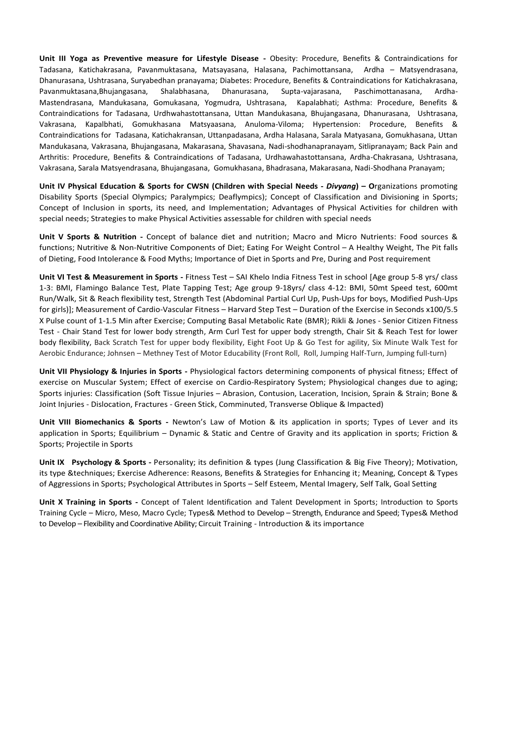**Unit III Yoga as Preventive measure for Lifestyle Disease -** Obesity: Procedure, Benefits & Contraindications for Tadasana, Katichakrasana, Pavanmuktasana, Matsayasana, Halasana, Pachimottansana, Ardha – Matsyendrasana, Dhanurasana, Ushtrasana, Suryabedhan pranayama; Diabetes: Procedure, Benefits & Contraindications for Katichakrasana, Pavanmuktasana,Bhujangasana, Shalabhasana, Dhanurasana, Supta-vajarasana, Paschimottanasana, Ardha-Mastendrasana, Mandukasana, Gomukasana, Yogmudra, Ushtrasana, Kapalabhati; Asthma: Procedure, Benefits & Contraindications for Tadasana, Urdhwahastottansana, Uttan Mandukasana, Bhujangasana, Dhanurasana, Ushtrasana, Vakrasana, Kapalbhati, Gomukhasana Matsyaasana, Anuloma-Viloma; Hypertension: Procedure, Benefits & Contraindications for Tadasana, Katichakransan, Uttanpadasana, Ardha Halasana, Sarala Matyasana, Gomukhasana, Uttan Mandukasana, Vakrasana, Bhujangasana, Makarasana, Shavasana, Nadi-shodhanapranayam, Sitlipranayam; Back Pain and Arthritis: Procedure, Benefits & Contraindications of Tadasana, Urdhwahastottansana, Ardha-Chakrasana, Ushtrasana, Vakrasana, Sarala Matsyendrasana, Bhujangasana, Gomukhasana, Bhadrasana, Makarasana, Nadi-Shodhana Pranayam;

**Unit IV Physical Education & Sports for CWSN (Children with Special Needs -** ***Divyang*****) – O**rganizations promoting Disability Sports (Special Olympics; Paralympics; Deaflympics); Concept of Classification and Divisioning in Sports; Concept of Inclusion in sports, its need, and Implementation; Advantages of Physical Activities for children with special needs; Strategies to make Physical Activities assessable for children with special needs

**Unit V Sports & Nutrition -** Concept of balance diet and nutrition; Macro and Micro Nutrients: Food sources & functions; Nutritive & Non-Nutritive Components of Diet; Eating For Weight Control – A Healthy Weight, The Pit falls of Dieting, Food Intolerance & Food Myths; Importance of Diet in Sports and Pre, During and Post requirement

**Unit VI Test & Measurement in Sports -** Fitness Test – SAI Khelo India Fitness Test in school [Age group 5-8 yrs/ class 1-3: BMI, Flamingo Balance Test, Plate Tapping Test; Age group 9-18yrs/ class 4-12: BMI, 50mt Speed test, 600mt Run/Walk, Sit & Reach flexibility test, Strength Test (Abdominal Partial Curl Up, Push-Ups for boys, Modified Push-Ups for girls)]; Measurement of Cardio-Vascular Fitness – Harvard Step Test – Duration of the Exercise in Seconds x100/5.5 X Pulse count of 1-1.5 Min after Exercise; Computing Basal Metabolic Rate (BMR); Rikli & Jones - Senior Citizen Fitness Test - Chair Stand Test for lower body strength, Arm Curl Test for upper body strength, Chair Sit & Reach Test for lower body flexibility, Back Scratch Test for upper body flexibility, Eight Foot Up & Go Test for agility, Six Minute Walk Test for Aerobic Endurance; Johnsen – Methney Test of Motor Educability (Front Roll, Roll, Jumping Half-Turn, Jumping full-turn)

**Unit VII Physiology & Injuries in Sports -** Physiological factors determining components of physical fitness; Effect of exercise on Muscular System; Effect of exercise on Cardio-Respiratory System; Physiological changes due to aging; Sports injuries: Classification (Soft Tissue Injuries – Abrasion, Contusion, Laceration, Incision, Sprain & Strain; Bone & Joint Injuries - Dislocation, Fractures - Green Stick, Comminuted, Transverse Oblique & Impacted)

**Unit VIII Biomechanics & Sports -** Newton's Law of Motion & its application in sports; Types of Lever and its application in Sports; Equilibrium – Dynamic & Static and Centre of Gravity and its application in sports; Friction & Sports; Projectile in Sports

**Unit IX Psychology & Sports -** Personality; its definition & types (Jung Classification & Big Five Theory); Motivation, its type &techniques; Exercise Adherence: Reasons, Benefits & Strategies for Enhancing it; Meaning, Concept & Types of Aggressions in Sports; Psychological Attributes in Sports – Self Esteem, Mental Imagery, Self Talk, Goal Setting

**Unit X Training in Sports -** Concept of Talent Identification and Talent Development in Sports; Introduction to Sports Training Cycle – Micro, Meso, Macro Cycle; Types& Method to Develop – Strength, Endurance and Speed; Types& Method to Develop – Flexibility and Coordinative Ability; Circuit Training - Introduction & its importance